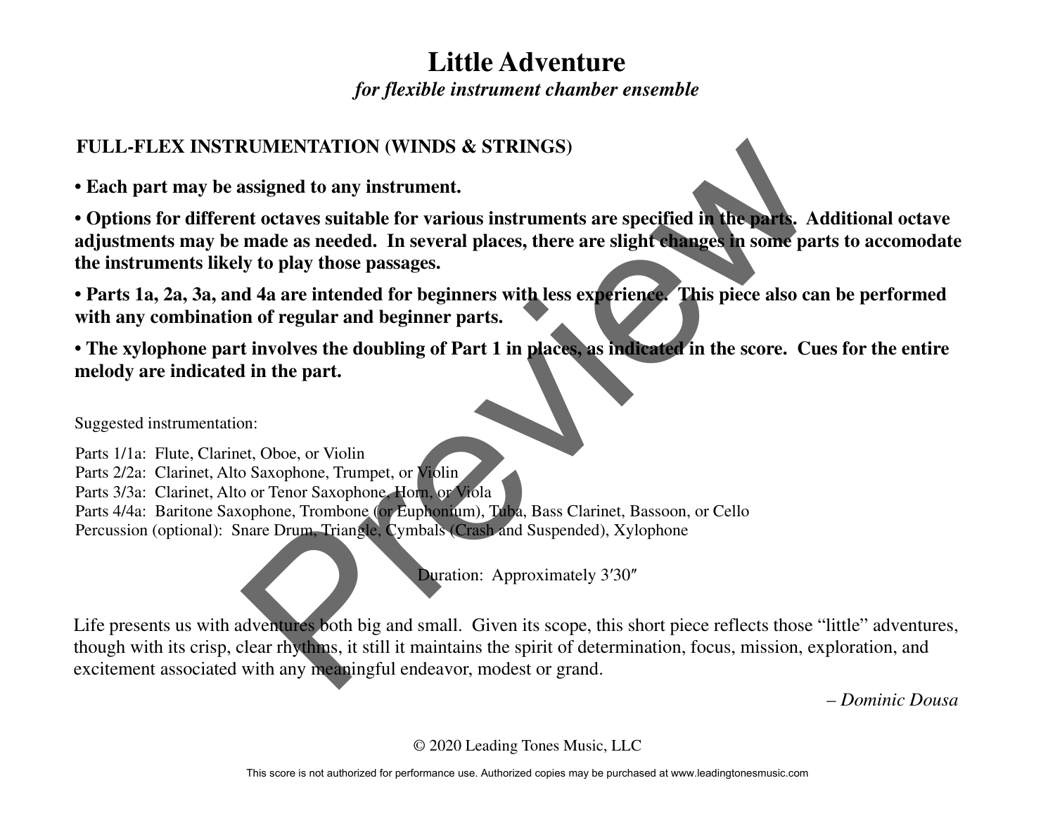# Little Adventure

*for flexible instrument chamber ensemble*

## FULL-FLEX INSTRUMENTATION (WINDS & STRINGS)

**• Each part may be assigned to any instrument.**

**• Options for different octaves suitable for various instruments are specified in the parts. Additional octave adjustments may be made as needed. In several places, there are slight changes in some parts to accomodate the instruments likely to play those passages.**

**• Parts 1a, 2a, 3a, and 4a are intended for beginners with less experience. This piece also can be performed with any combination of regular and beginner parts.**

**• The xylophone part involves the doubling of Part 1 in places, as indicated in the score. Cues for the entire melody are indicated in the part.**

Suggested instrumentation:

Parts 1/1a: Flute, Clarinet, Oboe, or Violin
Parts 2/2a: Clarinet, Alto Saxophone, Trumpet, or Violin
Parts 3/3a: Clarinet, Alto or Tenor Saxophone, Horn, or Viola
Parts 4/4a: Baritone Saxophone, Trombone (or Euphonium), Tuba, Bass Clarinet, Bassoon, or Cello
Percussion (optional): Snare Drum, Triangle, Cymbals (Crash and Suspended), Xylophone

Duration: Approximately 3′30″

Life presents us with adventures both big and small. Given its scope, this short piece reflects those “little” adventures, though with its crisp, clear rhythms, it still it maintains the spirit of determination, focus, mission, exploration, and excitement associated with any meaningful endeavor, modest or grand.

*– Dominic Dousa*

© 2020 Leading Tones Music, LLC

This score is not authorized for performance use. Authorized copies may be purchased at www.leadingtonesmusic.com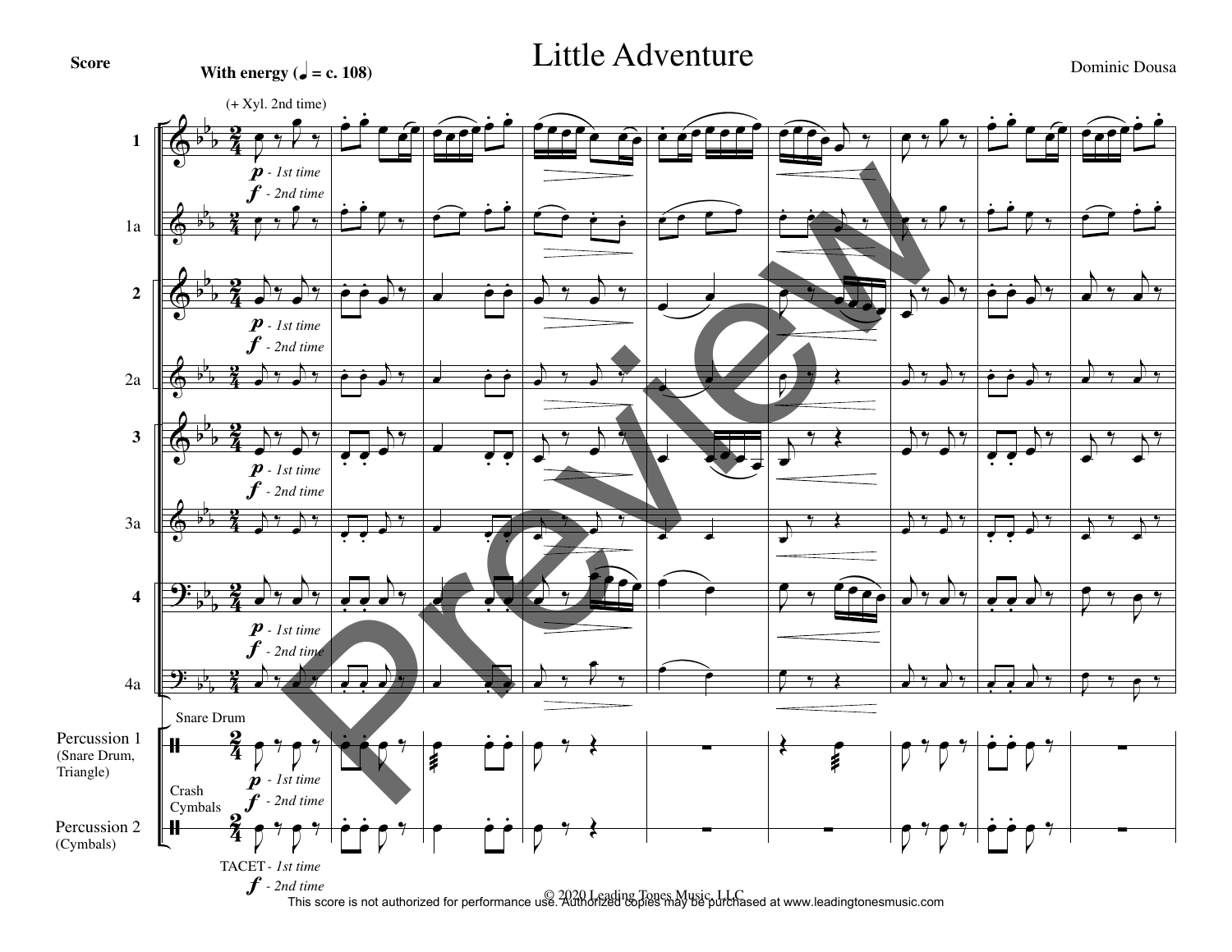Score

# Little Adventure

Dominic Dousa

**With energy (♩ = c. 108)**

(+ Xyl. 2nd time)

1

1a

2

2a

3

3a

4

4a

Percussion 1 (Snare Drum, Triangle)

Snare Drum

Percussion 2 (Cymbals)

Crash Cymbals

*p* - *1st time*
*f* - *2nd time*

TACET - *1st time*
*f* - *2nd time*

© 2020 Leading Tones Music, LLC
This score is not authorized for performance use. Authorized copies may be purchased at www.leadingtonesmusic.com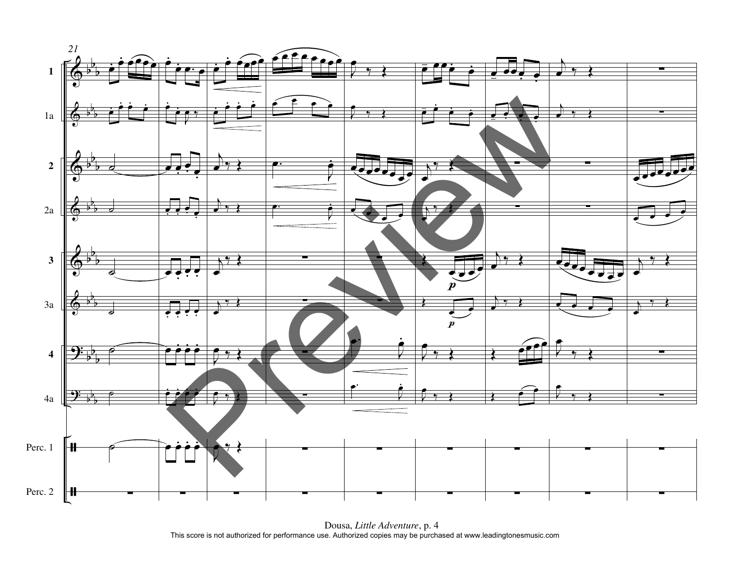21

1

1a

2

2a

3

3a

4

4a

Perc. 1

Perc. 2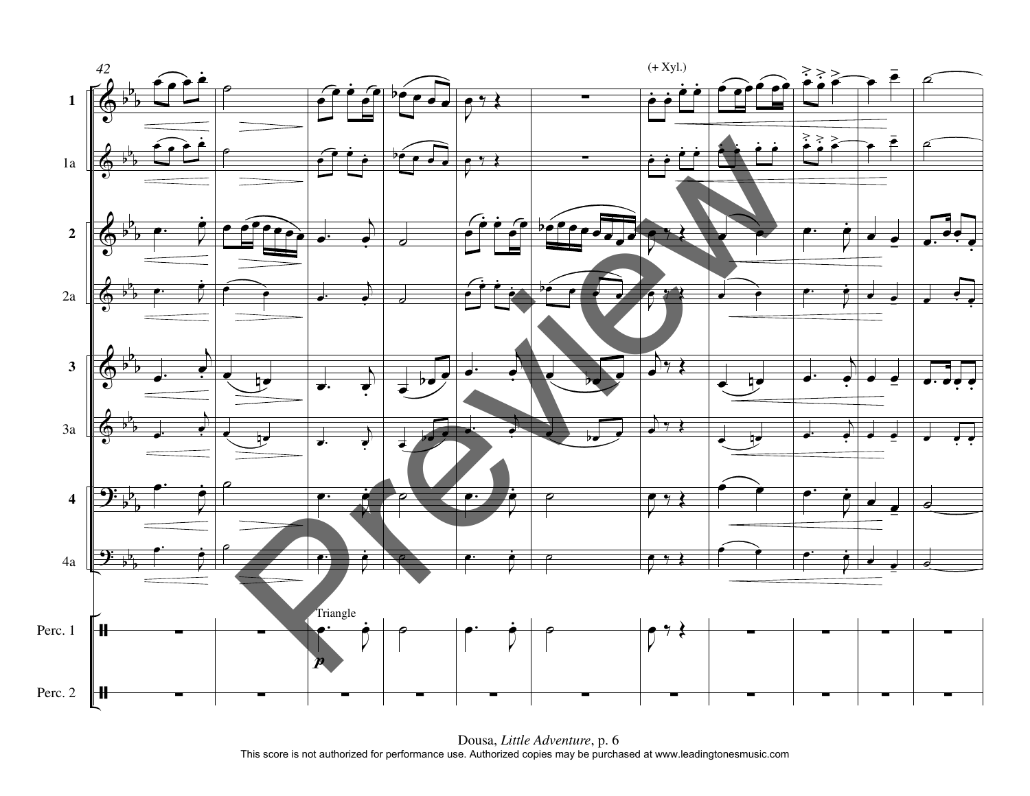42

(+ Xyl.)

1

1a

2

2a

3

3a

4

4a

Triangle

*p*

Perc. 1

Perc. 2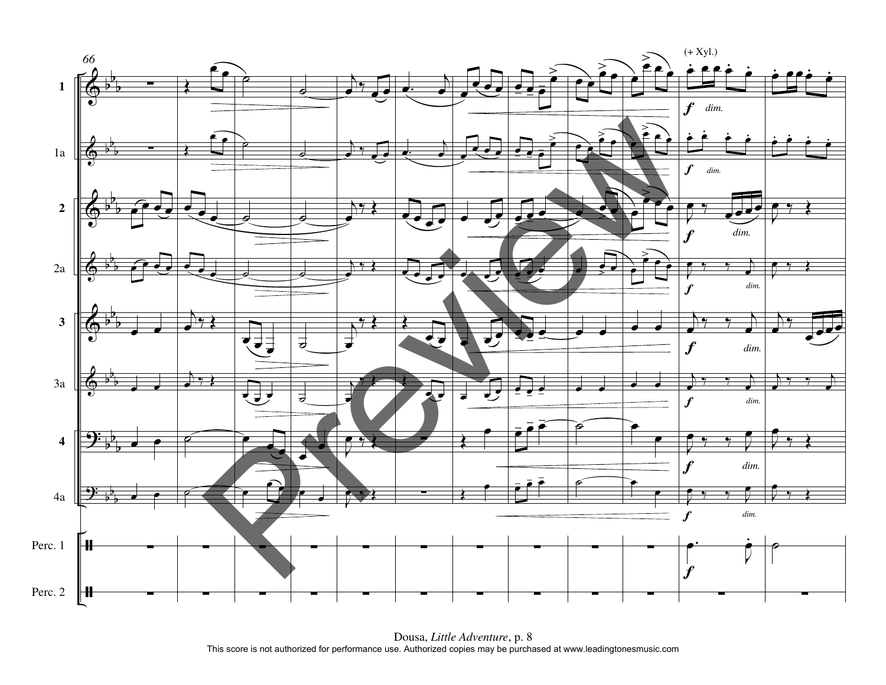66

(+ Xyl.)

1

1a

2

2a

3

3a

4

4a

Perc. 1

Perc. 2

*f* *dim.*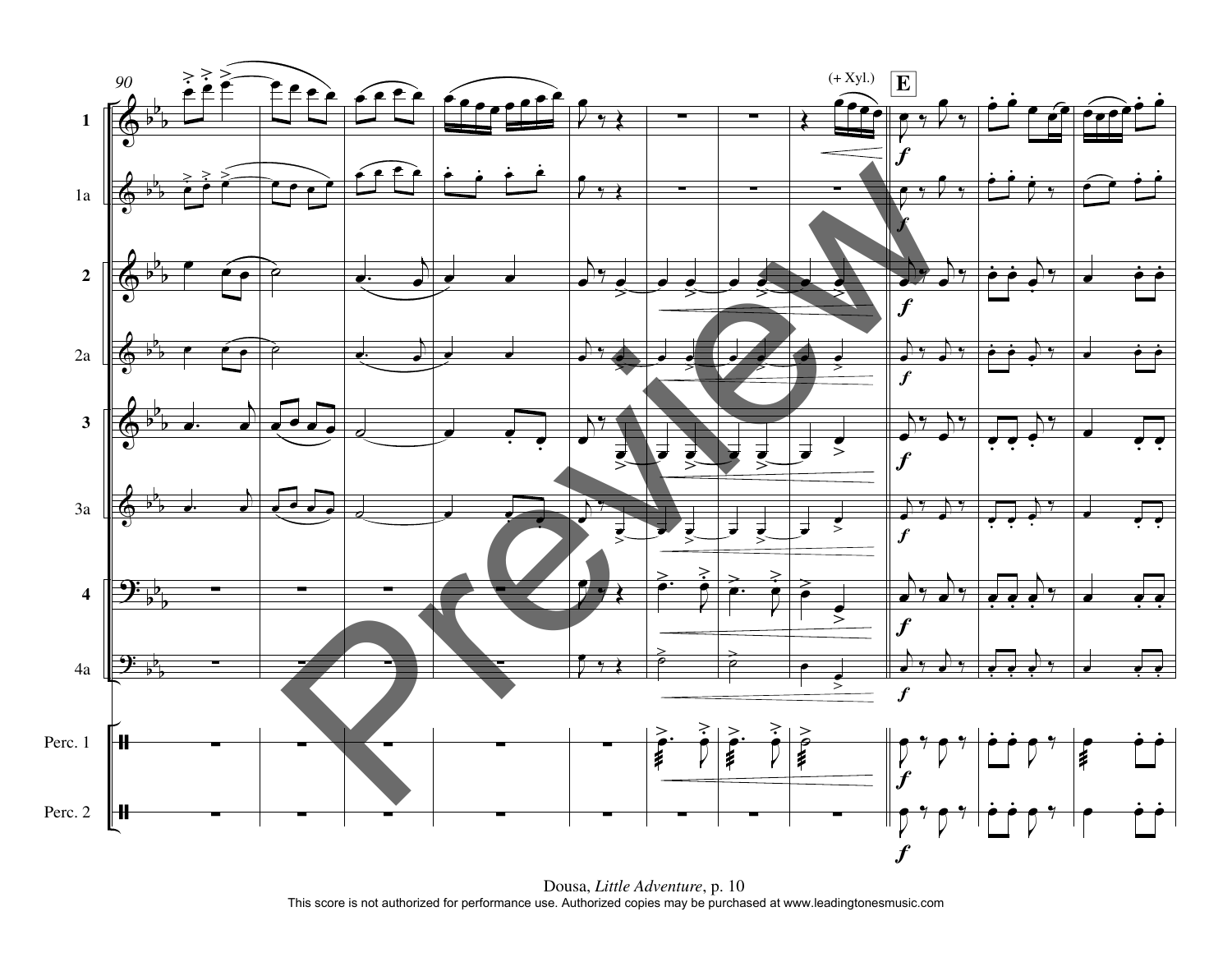90

(+ Xyl.)

E

1

1a

2

2a

3

3a

4

4a

Perc. 1

Perc. 2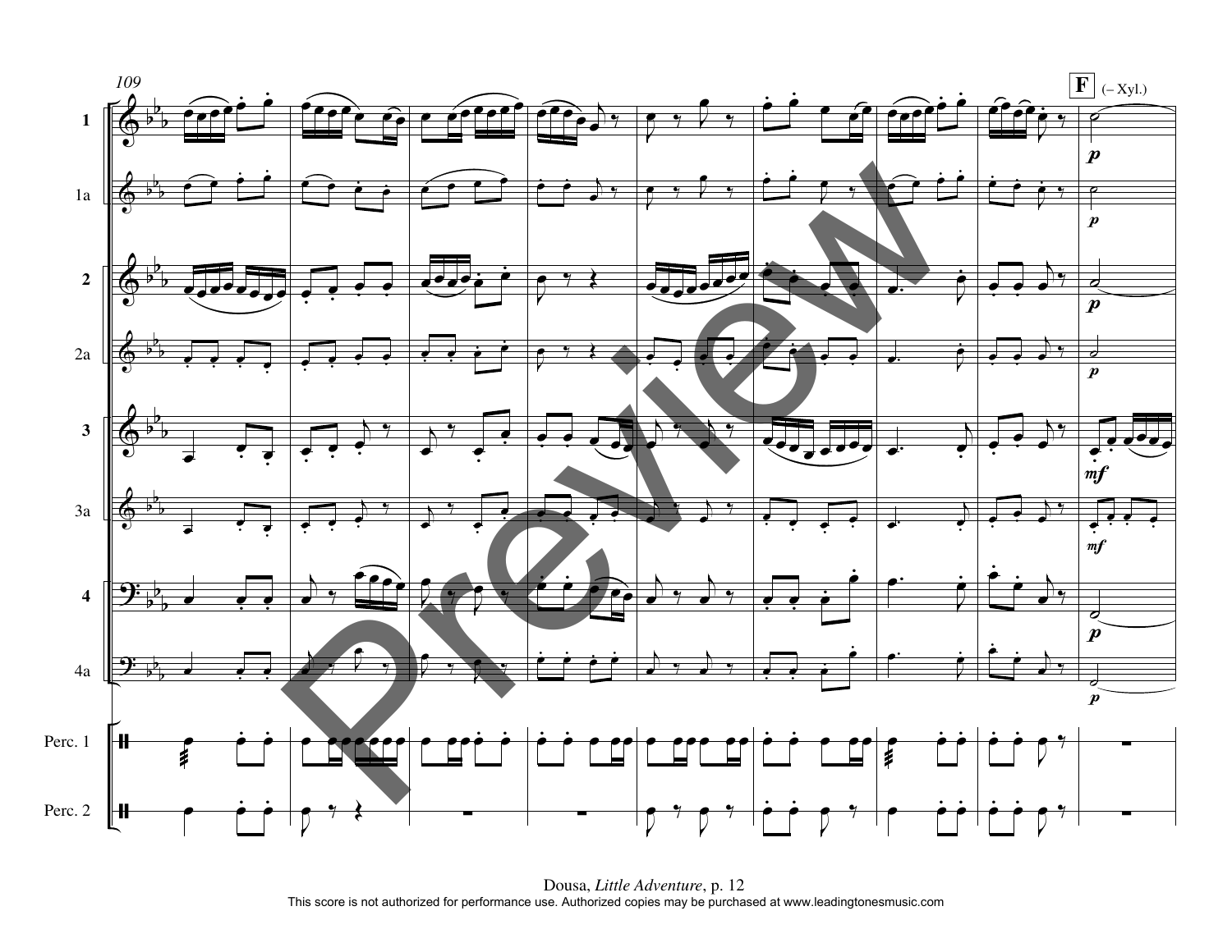Dousa, *Little Adventure*, p. 12

This score is not authorized for performance use. Authorized copies may be purchased at www.leadingtonesmusic.com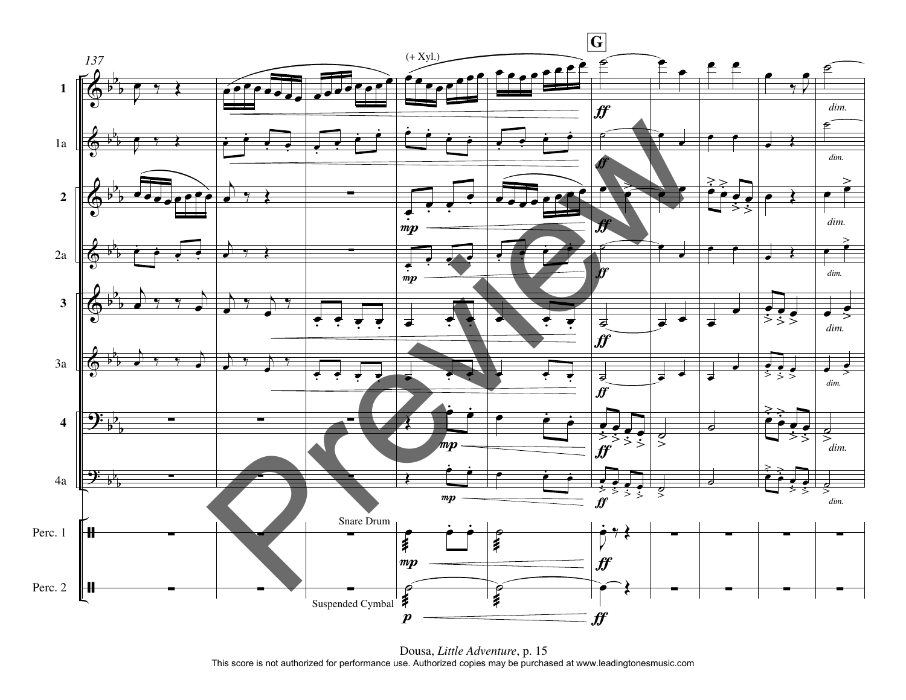137

(+ Xyl.)

**G**

1

1a

2

2a

3

3a

4

4a

Perc. 1

Snare Drum

Perc. 2

Suspended Cymbal

*ff*

*dim.*

*mp*

*p*

Dousa, *Little Adventure*, p. 15

This score is not authorized for performance use. Authorized copies may be purchased at www.leadingtonesmusic.com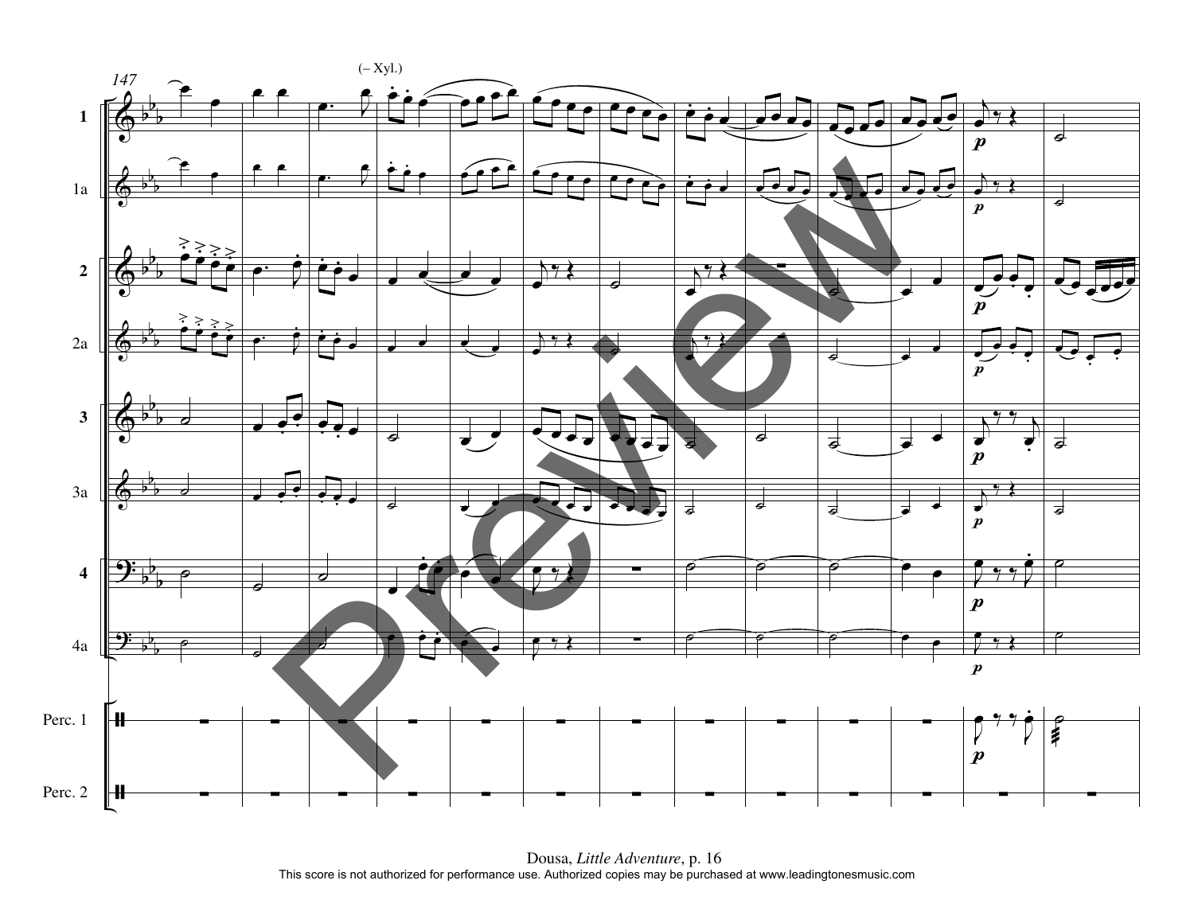(– Xyl.)

1

1a

2

2a

3

3a

4

4a

Perc. 1

Perc. 2

Dousa, *Little Adventure*, p. 16
This score is not authorized for performance use. Authorized copies may be purchased at www.leadingtonesmusic.com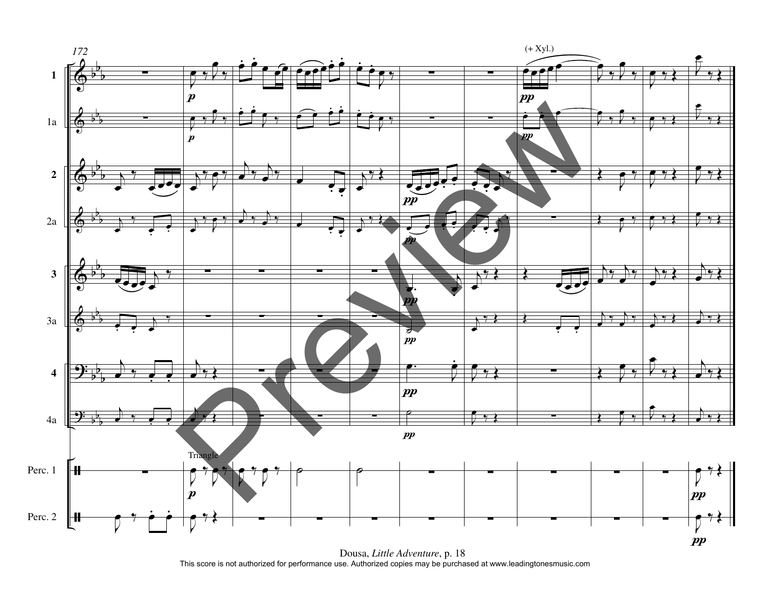This score is not authorized for performance use. Authorized copies may be purchased at www.leadingtonesmusic.com